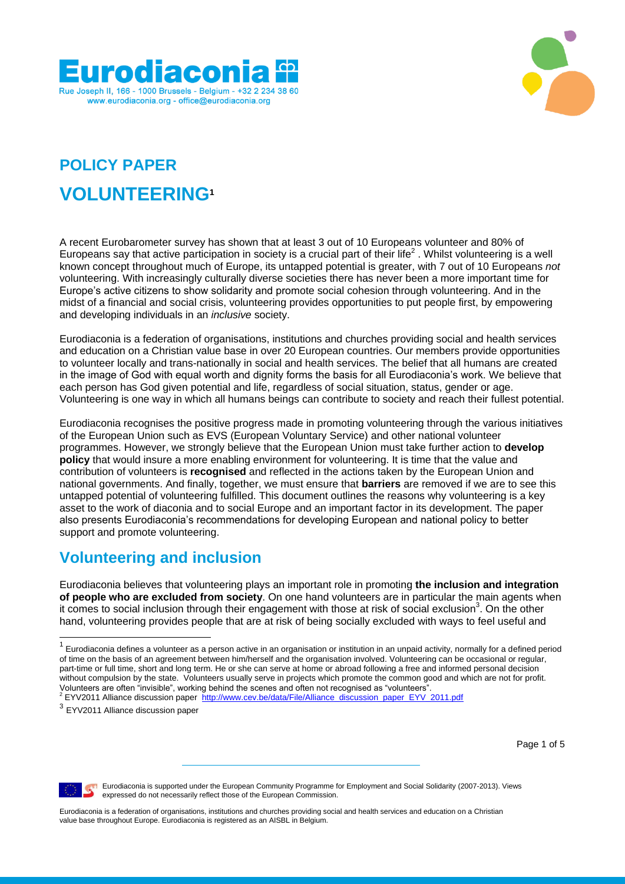**Eurodiaconia**
Rue Joseph II, 166 - 1000 Brussels - Belgium - +32 2 234 38 60
www.eurodiaconia.org - office@eurodiaconia.org

# POLICY PAPER

# VOLUNTEERING[1]

A recent Eurobarometer survey has shown that at least 3 out of 10 Europeans volunteer and 80% of Europeans say that active participation in society is a crucial part of their life[2] . Whilst volunteering is a well known concept throughout much of Europe, its untapped potential is greater, with 7 out of 10 Europeans *not* volunteering. With increasingly culturally diverse societies there has never been a more important time for Europe's active citizens to show solidarity and promote social cohesion through volunteering. And in the midst of a financial and social crisis, volunteering provides opportunities to put people first, by empowering and developing individuals in an *inclusive* society.

Eurodiaconia is a federation of organisations, institutions and churches providing social and health services and education on a Christian value base in over 20 European countries. Our members provide opportunities to volunteer locally and trans-nationally in social and health services. The belief that all humans are created in the image of God with equal worth and dignity forms the basis for all Eurodiaconia's work. We believe that each person has God given potential and life, regardless of social situation, status, gender or age. Volunteering is one way in which all humans beings can contribute to society and reach their fullest potential.

Eurodiaconia recognises the positive progress made in promoting volunteering through the various initiatives of the European Union such as EVS (European Voluntary Service) and other national volunteer programmes. However, we strongly believe that the European Union must take further action to **develop policy** that would insure a more enabling environment for volunteering. It is time that the value and contribution of volunteers is **recognised** and reflected in the actions taken by the European Union and national governments. And finally, together, we must ensure that **barriers** are removed if we are to see this untapped potential of volunteering fulfilled. This document outlines the reasons why volunteering is a key asset to the work of diaconia and to social Europe and an important factor in its development. The paper also presents Eurodiaconia's recommendations for developing European and national policy to better support and promote volunteering.

## Volunteering and inclusion

Eurodiaconia believes that volunteering plays an important role in promoting **the inclusion and integration of people who are excluded from society**. On one hand volunteers are in particular the main agents when it comes to social inclusion through their engagement with those at risk of social exclusion[3]. On the other hand, volunteering provides people that are at risk of being socially excluded with ways to feel useful and

---

[1] Eurodiaconia defines a volunteer as a person active in an organisation or institution in an unpaid activity, normally for a defined period of time on the basis of an agreement between him/herself and the organisation involved. Volunteering can be occasional or regular, part-time or full time, short and long term. He or she can serve at home or abroad following a free and informed personal decision without compulsion by the state. Volunteers usually serve in projects which promote the common good and which are not for profit. Volunteers are often "invisible", working behind the scenes and often not recognised as "volunteers".

[2] EYV2011 Alliance discussion paper http://www.cev.be/data/File/Alliance_discussion_paper_EYV_2011.pdf

[3] EYV2011 Alliance discussion paper

Eurodiaconia is supported under the European Community Programme for Employment and Social Solidarity (2007-2013). Views expressed do not necessarily reflect those of the European Commission.

Eurodiaconia is a federation of organisations, institutions and churches providing social and health services and education on a Christian value base throughout Europe. Eurodiaconia is registered as an AISBL in Belgium.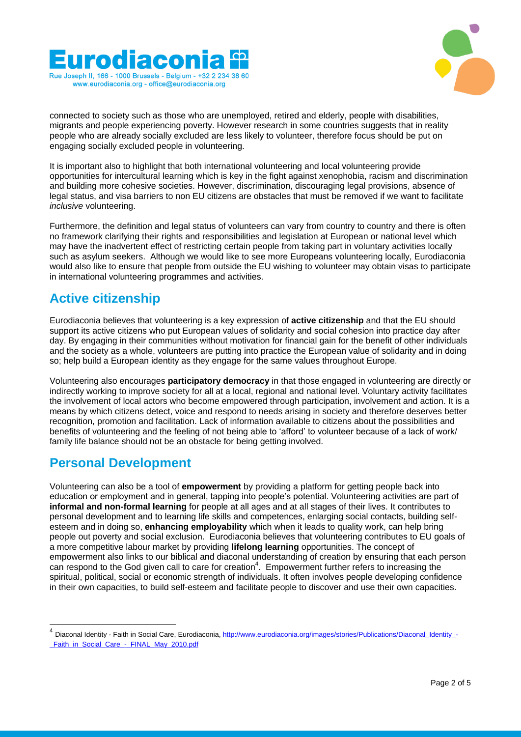connected to society such as those who are unemployed, retired and elderly, people with disabilities, migrants and people experiencing poverty. However research in some countries suggests that in reality people who are already socially excluded are less likely to volunteer, therefore focus should be put on engaging socially excluded people in volunteering.

It is important also to highlight that both international volunteering and local volunteering provide opportunities for intercultural learning which is key in the fight against xenophobia, racism and discrimination and building more cohesive societies. However, discrimination, discouraging legal provisions, absence of legal status, and visa barriers to non EU citizens are obstacles that must be removed if we want to facilitate *inclusive* volunteering.

Furthermore, the definition and legal status of volunteers can vary from country to country and there is often no framework clarifying their rights and responsibilities and legislation at European or national level which may have the inadvertent effect of restricting certain people from taking part in voluntary activities locally such as asylum seekers. Although we would like to see more Europeans volunteering locally, Eurodiaconia would also like to ensure that people from outside the EU wishing to volunteer may obtain visas to participate in international volunteering programmes and activities.

## Active citizenship

Eurodiaconia believes that volunteering is a key expression of **active citizenship** and that the EU should support its active citizens who put European values of solidarity and social cohesion into practice day after day. By engaging in their communities without motivation for financial gain for the benefit of other individuals and the society as a whole, volunteers are putting into practice the European value of solidarity and in doing so; help build a European identity as they engage for the same values throughout Europe.

Volunteering also encourages **participatory democracy** in that those engaged in volunteering are directly or indirectly working to improve society for all at a local, regional and national level. Voluntary activity facilitates the involvement of local actors who become empowered through participation, involvement and action. It is a means by which citizens detect, voice and respond to needs arising in society and therefore deserves better recognition, promotion and facilitation. Lack of information available to citizens about the possibilities and benefits of volunteering and the feeling of not being able to 'afford' to volunteer because of a lack of work/ family life balance should not be an obstacle for being getting involved.

## Personal Development

Volunteering can also be a tool of **empowerment** by providing a platform for getting people back into education or employment and in general, tapping into people's potential. Volunteering activities are part of **informal and non-formal learning** for people at all ages and at all stages of their lives. It contributes to personal development and to learning life skills and competences, enlarging social contacts, building self-esteem and in doing so, **enhancing employability** which when it leads to quality work, can help bring people out poverty and social exclusion. Eurodiaconia believes that volunteering contributes to EU goals of a more competitive labour market by providing **lifelong learning** opportunities. The concept of empowerment also links to our biblical and diaconal understanding of creation by ensuring that each person can respond to the God given call to care for creation[4]. Empowerment further refers to increasing the spiritual, political, social or economic strength of individuals. It often involves people developing confidence in their own capacities, to build self-esteem and facilitate people to discover and use their own capacities.

---

[4] Diaconal Identity - Faith in Social Care, Eurodiaconia, http://www.eurodiaconia.org/images/stories/Publications/Diaconal_Identity_-_Faith_in_Social_Care_-_FINAL_May_2010.pdf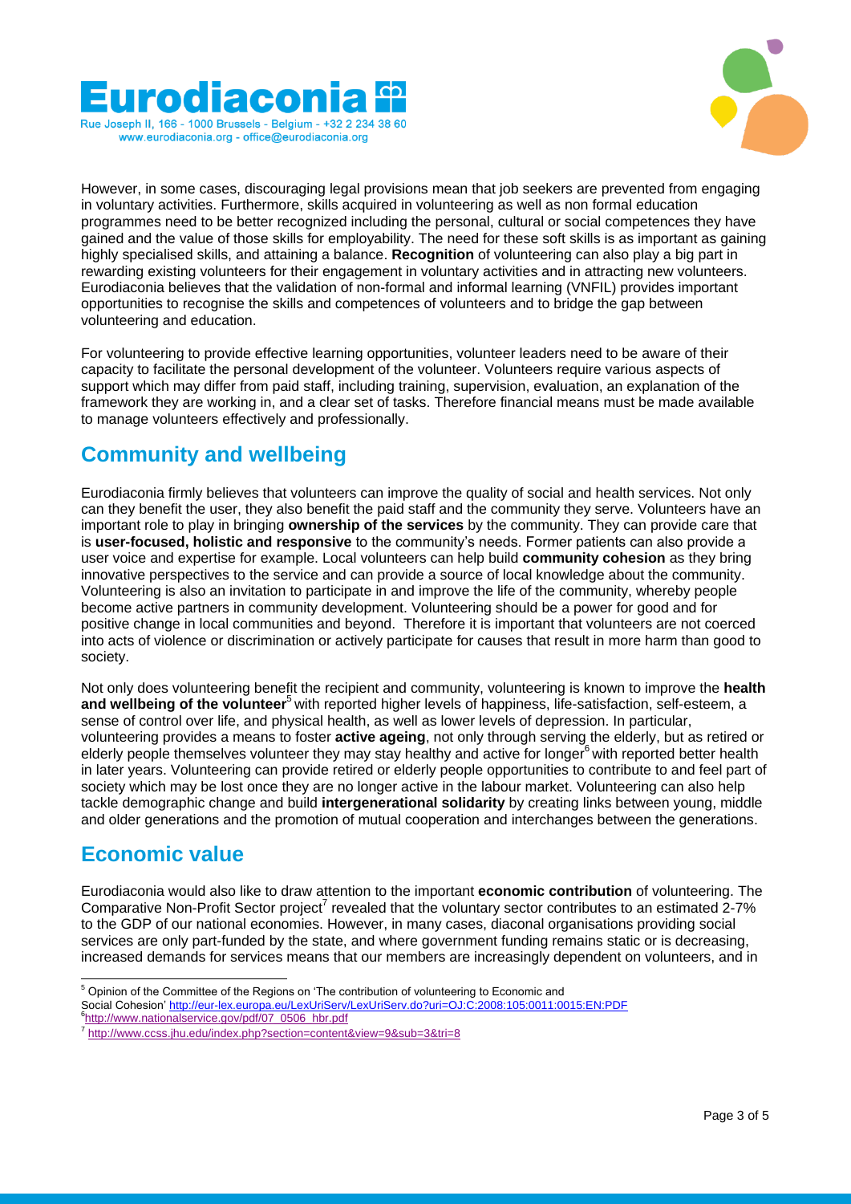However, in some cases, discouraging legal provisions mean that job seekers are prevented from engaging in voluntary activities. Furthermore, skills acquired in volunteering as well as non formal education programmes need to be better recognized including the personal, cultural or social competences they have gained and the value of those skills for employability. The need for these soft skills is as important as gaining highly specialised skills, and attaining a balance. **Recognition** of volunteering can also play a big part in rewarding existing volunteers for their engagement in voluntary activities and in attracting new volunteers. Eurodiaconia believes that the validation of non-formal and informal learning (VNFIL) provides important opportunities to recognise the skills and competences of volunteers and to bridge the gap between volunteering and education.

For volunteering to provide effective learning opportunities, volunteer leaders need to be aware of their capacity to facilitate the personal development of the volunteer. Volunteers require various aspects of support which may differ from paid staff, including training, supervision, evaluation, an explanation of the framework they are working in, and a clear set of tasks. Therefore financial means must be made available to manage volunteers effectively and professionally.

## Community and wellbeing

Eurodiaconia firmly believes that volunteers can improve the quality of social and health services. Not only can they benefit the user, they also benefit the paid staff and the community they serve. Volunteers have an important role to play in bringing **ownership of the services** by the community. They can provide care that is **user-focused, holistic and responsive** to the community's needs. Former patients can also provide a user voice and expertise for example. Local volunteers can help build **community cohesion** as they bring innovative perspectives to the service and can provide a source of local knowledge about the community. Volunteering is also an invitation to participate in and improve the life of the community, whereby people become active partners in community development. Volunteering should be a power for good and for positive change in local communities and beyond. Therefore it is important that volunteers are not coerced into acts of violence or discrimination or actively participate for causes that result in more harm than good to society.

Not only does volunteering benefit the recipient and community, volunteering is known to improve the **health and wellbeing of the volunteer**[5] with reported higher levels of happiness, life-satisfaction, self-esteem, a sense of control over life, and physical health, as well as lower levels of depression. In particular, volunteering provides a means to foster **active ageing**, not only through serving the elderly, but as retired or elderly people themselves volunteer they may stay healthy and active for longer[6] with reported better health in later years. Volunteering can provide retired or elderly people opportunities to contribute to and feel part of society which may be lost once they are no longer active in the labour market. Volunteering can also help tackle demographic change and build **intergenerational solidarity** by creating links between young, middle and older generations and the promotion of mutual cooperation and interchanges between the generations.

## Economic value

Eurodiaconia would also like to draw attention to the important **economic contribution** of volunteering. The Comparative Non-Profit Sector project[7] revealed that the voluntary sector contributes to an estimated 2-7% to the GDP of our national economies. However, in many cases, diaconal organisations providing social services are only part-funded by the state, and where government funding remains static or is decreasing, increased demands for services means that our members are increasingly dependent on volunteers, and in

---

[5] Opinion of the Committee of the Regions on 'The contribution of volunteering to Economic and Social Cohesion' http://eur-lex.europa.eu/LexUriServ/LexUriServ.do?uri=OJ:C:2008:105:0011:0015:EN:PDF

[6] http://www.nationalservice.gov/pdf/07_0506_hbr.pdf

[7] http://www.ccss.jhu.edu/index.php?section=content&view=9&sub=3&tri=8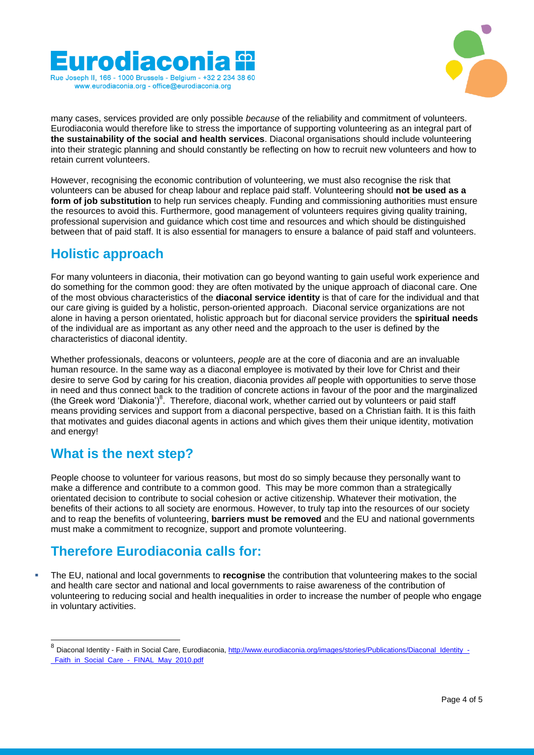many cases, services provided are only possible *because* of the reliability and commitment of volunteers. Eurodiaconia would therefore like to stress the importance of supporting volunteering as an integral part of **the sustainability of the social and health services**. Diaconal organisations should include volunteering into their strategic planning and should constantly be reflecting on how to recruit new volunteers and how to retain current volunteers.

However, recognising the economic contribution of volunteering, we must also recognise the risk that volunteers can be abused for cheap labour and replace paid staff. Volunteering should **not be used as a form of job substitution** to help run services cheaply. Funding and commissioning authorities must ensure the resources to avoid this. Furthermore, good management of volunteers requires giving quality training, professional supervision and guidance which cost time and resources and which should be distinguished between that of paid staff. It is also essential for managers to ensure a balance of paid staff and volunteers.

## Holistic approach

For many volunteers in diaconia, their motivation can go beyond wanting to gain useful work experience and do something for the common good: they are often motivated by the unique approach of diaconal care. One of the most obvious characteristics of the **diaconal service identity** is that of care for the individual and that our care giving is guided by a holistic, person-oriented approach. Diaconal service organizations are not alone in having a person orientated, holistic approach but for diaconal service providers the **spiritual needs** of the individual are as important as any other need and the approach to the user is defined by the characteristics of diaconal identity.

Whether professionals, deacons or volunteers, *people* are at the core of diaconia and are an invaluable human resource. In the same way as a diaconal employee is motivated by their love for Christ and their desire to serve God by caring for his creation, diaconia provides *all* people with opportunities to serve those in need and thus connect back to the tradition of concrete actions in favour of the poor and the marginalized (the Greek word 'Diakonia')[8]. Therefore, diaconal work, whether carried out by volunteers or paid staff means providing services and support from a diaconal perspective, based on a Christian faith. It is this faith that motivates and guides diaconal agents in actions and which gives them their unique identity, motivation and energy!

## What is the next step?

People choose to volunteer for various reasons, but most do so simply because they personally want to make a difference and contribute to a common good. This may be more common than a strategically orientated decision to contribute to social cohesion or active citizenship. Whatever their motivation, the benefits of their actions to all society are enormous. However, to truly tap into the resources of our society and to reap the benefits of volunteering, **barriers must be removed** and the EU and national governments must make a commitment to recognize, support and promote volunteering.

## Therefore Eurodiaconia calls for:

- The EU, national and local governments to **recognise** the contribution that volunteering makes to the social and health care sector and national and local governments to raise awareness of the contribution of volunteering to reducing social and health inequalities in order to increase the number of people who engage in voluntary activities.

---

[8] Diaconal Identity - Faith in Social Care, Eurodiaconia, http://www.eurodiaconia.org/images/stories/Publications/Diaconal_Identity_-_Faith_in_Social_Care_-_FINAL_May_2010.pdf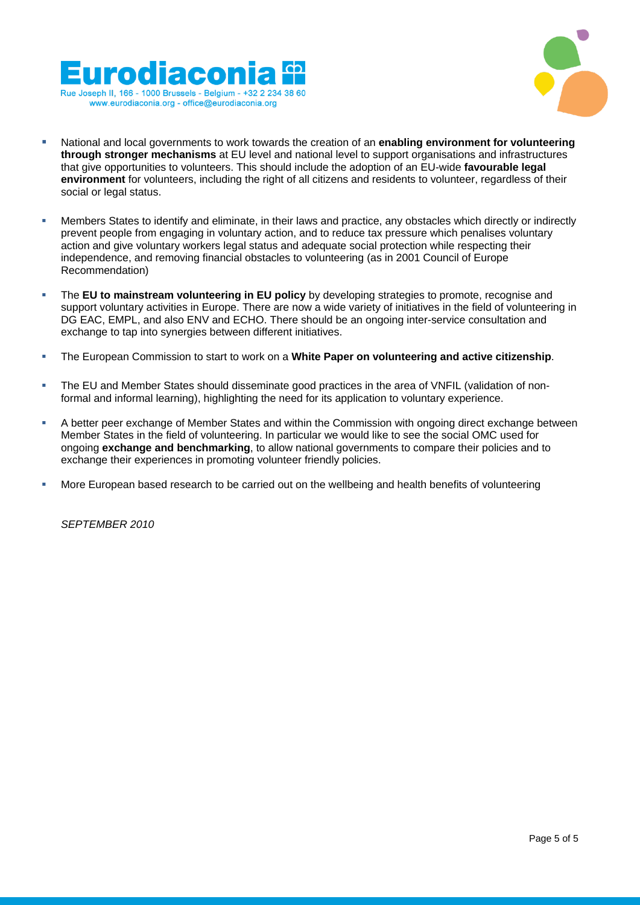- National and local governments to work towards the creation of an **enabling environment for volunteering through stronger mechanisms** at EU level and national level to support organisations and infrastructures that give opportunities to volunteers. This should include the adoption of an EU-wide **favourable legal environment** for volunteers, including the right of all citizens and residents to volunteer, regardless of their social or legal status.

- Members States to identify and eliminate, in their laws and practice, any obstacles which directly or indirectly prevent people from engaging in voluntary action, and to reduce tax pressure which penalises voluntary action and give voluntary workers legal status and adequate social protection while respecting their independence, and removing financial obstacles to volunteering (as in 2001 Council of Europe Recommendation)

- The **EU to mainstream volunteering in EU policy** by developing strategies to promote, recognise and support voluntary activities in Europe. There are now a wide variety of initiatives in the field of volunteering in DG EAC, EMPL, and also ENV and ECHO. There should be an ongoing inter-service consultation and exchange to tap into synergies between different initiatives.

- The European Commission to start to work on a **White Paper on volunteering and active citizenship**.

- The EU and Member States should disseminate good practices in the area of VNFIL (validation of non-formal and informal learning), highlighting the need for its application to voluntary experience.

- A better peer exchange of Member States and within the Commission with ongoing direct exchange between Member States in the field of volunteering. In particular we would like to see the social OMC used for ongoing **exchange and benchmarking**, to allow national governments to compare their policies and to exchange their experiences in promoting volunteer friendly policies.

- More European based research to be carried out on the wellbeing and health benefits of volunteering

*SEPTEMBER 2010*